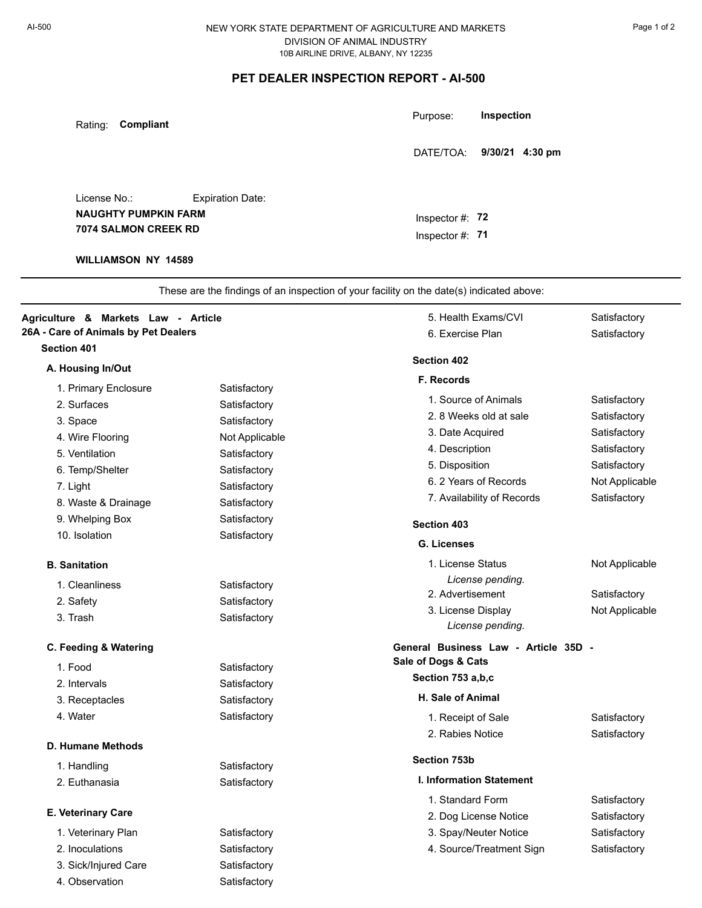AI-500

NEW YORK STATE DEPARTMENT OF AGRICULTURE AND MARKETS
DIVISION OF ANIMAL INDUSTRY
10B AIRLINE DRIVE, ALBANY, NY 12235

# PET DEALER INSPECTION REPORT - AI-500

Rating: **Compliant**

Purpose: **Inspection**

DATE/TOA: **9/30/21 4:30 pm**

License No.: Expiration Date:

**NAUGHTY PUMPKIN FARM**
**7074 SALMON CREEK RD**

**WILLIAMSON NY 14589**

Inspector #: **72**
Inspector #: **71**

---

These are the findings of an inspection of your facility on the date(s) indicated above:

---

## Agriculture & Markets Law - Article 26A - Care of Animals by Pet Dealers

### Section 401

#### A. Housing In/Out

| Item | Finding |
| --- | --- |
| 1. Primary Enclosure | Satisfactory |
| 2. Surfaces | Satisfactory |
| 3. Space | Satisfactory |
| 4. Wire Flooring | Not Applicable |
| 5. Ventilation | Satisfactory |
| 6. Temp/Shelter | Satisfactory |
| 7. Light | Satisfactory |
| 8. Waste & Drainage | Satisfactory |
| 9. Whelping Box | Satisfactory |
| 10. Isolation | Satisfactory |

#### B. Sanitation

| Item | Finding |
| --- | --- |
| 1. Cleanliness | Satisfactory |
| 2. Safety | Satisfactory |
| 3. Trash | Satisfactory |

#### C. Feeding & Watering

| Item | Finding |
| --- | --- |
| 1. Food | Satisfactory |
| 2. Intervals | Satisfactory |
| 3. Receptacles | Satisfactory |
| 4. Water | Satisfactory |

#### D. Humane Methods

| Item | Finding |
| --- | --- |
| 1. Handling | Satisfactory |
| 2. Euthanasia | Satisfactory |

#### E. Veterinary Care

| Item | Finding |
| --- | --- |
| 1. Veterinary Plan | Satisfactory |
| 2. Inoculations | Satisfactory |
| 3. Sick/Injured Care | Satisfactory |
| 4. Observation | Satisfactory |
| 5. Health Exams/CVI | Satisfactory |
| 6. Exercise Plan | Satisfactory |

### Section 402

#### F. Records

| Item | Finding |
| --- | --- |
| 1. Source of Animals | Satisfactory |
| 2. 8 Weeks old at sale | Satisfactory |
| 3. Date Acquired | Satisfactory |
| 4. Description | Satisfactory |
| 5. Disposition | Satisfactory |
| 6. 2 Years of Records | Not Applicable |
| 7. Availability of Records | Satisfactory |

### Section 403

#### G. Licenses

| Item | Finding |
| --- | --- |
| 1. License Status<br>*License pending.* | Not Applicable |
| 2. Advertisement | Satisfactory |
| 3. License Display<br>*License pending.* | Not Applicable |

## General Business Law - Article 35D - Sale of Dogs & Cats

### Section 753 a,b,c

#### H. Sale of Animal

| Item | Finding |
| --- | --- |
| 1. Receipt of Sale | Satisfactory |
| 2. Rabies Notice | Satisfactory |

### Section 753b

#### I. Information Statement

| Item | Finding |
| --- | --- |
| 1. Standard Form | Satisfactory |
| 2. Dog License Notice | Satisfactory |
| 3. Spay/Neuter Notice | Satisfactory |
| 4. Source/Treatment Sign | Satisfactory |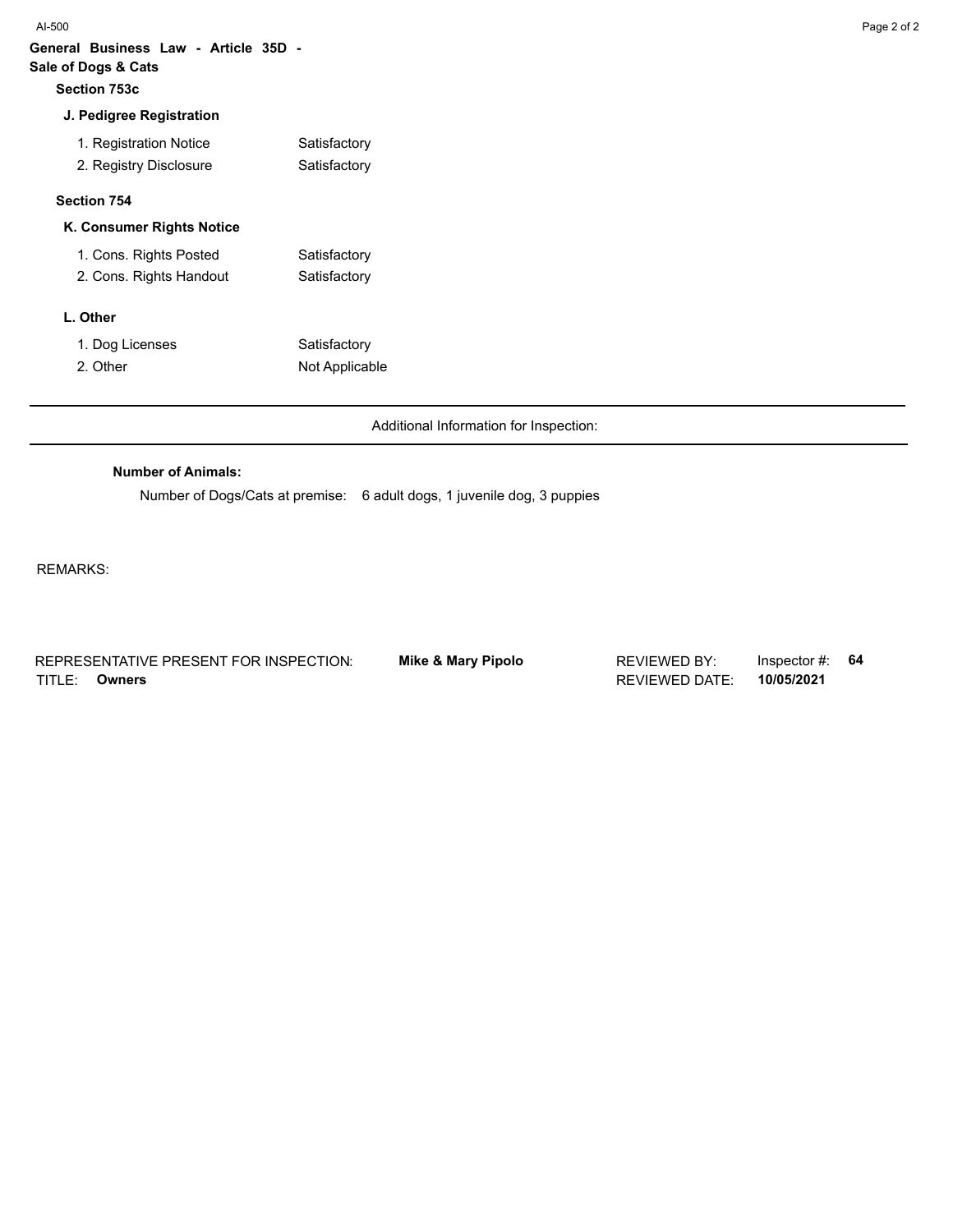**General Business Law - Article 35D - Sale of Dogs & Cats**

**Section 753c**

**J. Pedigree Registration**

| | |
|---|---|
| 1. Registration Notice | Satisfactory |
| 2. Registry Disclosure | Satisfactory |

**Section 754**

**K. Consumer Rights Notice**

| | |
|---|---|
| 1. Cons. Rights Posted | Satisfactory |
| 2. Cons. Rights Handout | Satisfactory |

**L. Other**

| | |
|---|---|
| 1. Dog Licenses | Satisfactory |
| 2. Other | Not Applicable |

---

Additional Information for Inspection:

---

**Number of Animals:**

Number of Dogs/Cats at premise: 6 adult dogs, 1 juvenile dog, 3 puppies

REMARKS:

REPRESENTATIVE PRESENT FOR INSPECTION: **Mike & Mary Pipolo**
TITLE: **Owners**

REVIEWED BY: Inspector #: **64**
REVIEWED DATE: **10/05/2021**